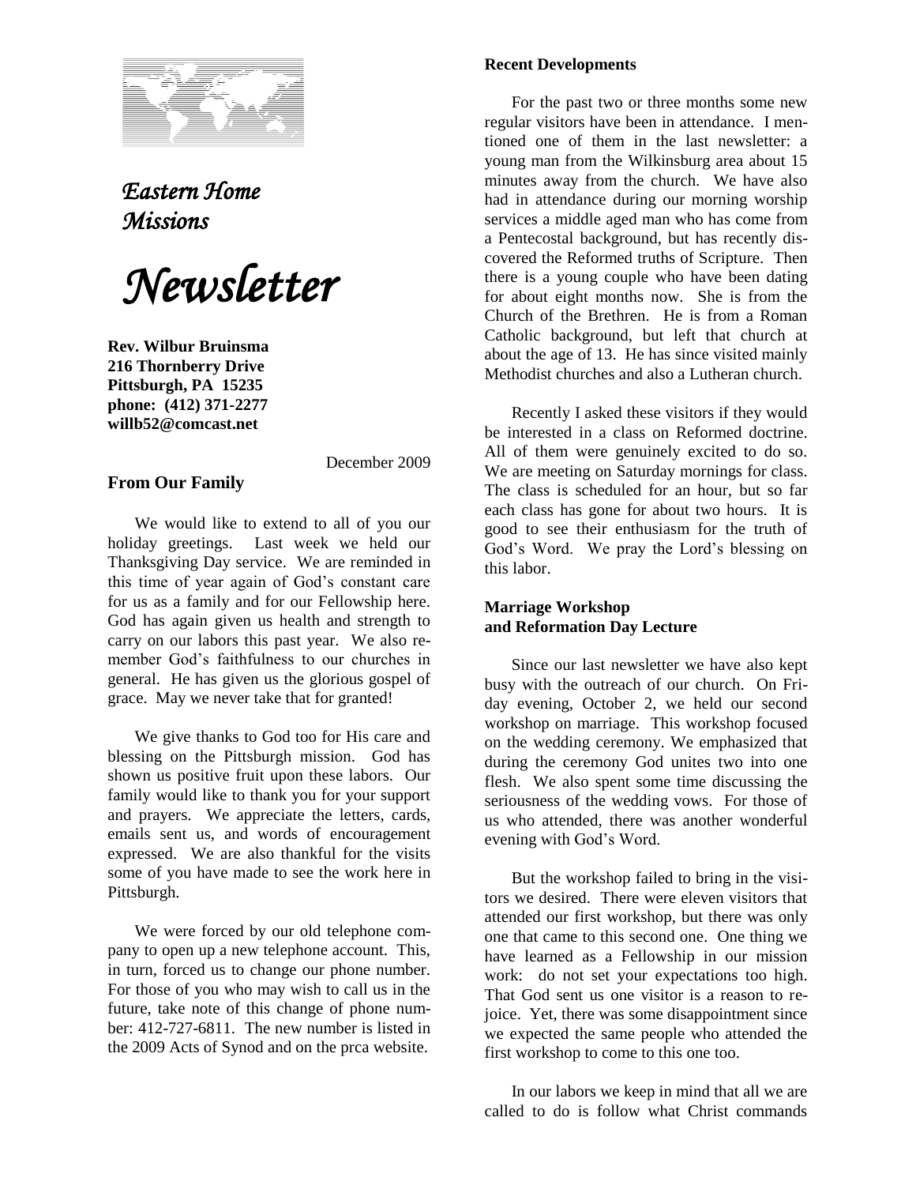# *Eastern Home Missions*

# *Newsletter*

**Rev. Wilbur Bruinsma**
**216 Thornberry Drive**
**Pittsburgh, PA 15235**
**phone: (412) 371-2277**
**willb52@comcast.net**

December 2009

## From Our Family

We would like to extend to all of you our holiday greetings. Last week we held our Thanksgiving Day service. We are reminded in this time of year again of God's constant care for us as a family and for our Fellowship here. God has again given us health and strength to carry on our labors this past year. We also remember God's faithfulness to our churches in general. He has given us the glorious gospel of grace. May we never take that for granted!

We give thanks to God too for His care and blessing on the Pittsburgh mission. God has shown us positive fruit upon these labors. Our family would like to thank you for your support and prayers. We appreciate the letters, cards, emails sent us, and words of encouragement expressed. We are also thankful for the visits some of you have made to see the work here in Pittsburgh.

We were forced by our old telephone company to open up a new telephone account. This, in turn, forced us to change our phone number. For those of you who may wish to call us in the future, take note of this change of phone number: 412-727-6811. The new number is listed in the 2009 Acts of Synod and on the prca website.

## Recent Developments

For the past two or three months some new regular visitors have been in attendance. I mentioned one of them in the last newsletter: a young man from the Wilkinsburg area about 15 minutes away from the church. We have also had in attendance during our morning worship services a middle aged man who has come from a Pentecostal background, but has recently discovered the Reformed truths of Scripture. Then there is a young couple who have been dating for about eight months now. She is from the Church of the Brethren. He is from a Roman Catholic background, but left that church at about the age of 13. He has since visited mainly Methodist churches and also a Lutheran church.

Recently I asked these visitors if they would be interested in a class on Reformed doctrine. All of them were genuinely excited to do so. We are meeting on Saturday mornings for class. The class is scheduled for an hour, but so far each class has gone for about two hours. It is good to see their enthusiasm for the truth of God's Word. We pray the Lord's blessing on this labor.

## Marriage Workshop and Reformation Day Lecture

Since our last newsletter we have also kept busy with the outreach of our church. On Friday evening, October 2, we held our second workshop on marriage. This workshop focused on the wedding ceremony. We emphasized that during the ceremony God unites two into one flesh. We also spent some time discussing the seriousness of the wedding vows. For those of us who attended, there was another wonderful evening with God's Word.

But the workshop failed to bring in the visitors we desired. There were eleven visitors that attended our first workshop, but there was only one that came to this second one. One thing we have learned as a Fellowship in our mission work: do not set your expectations too high. That God sent us one visitor is a reason to rejoice. Yet, there was some disappointment since we expected the same people who attended the first workshop to come to this one too.

In our labors we keep in mind that all we are called to do is follow what Christ commands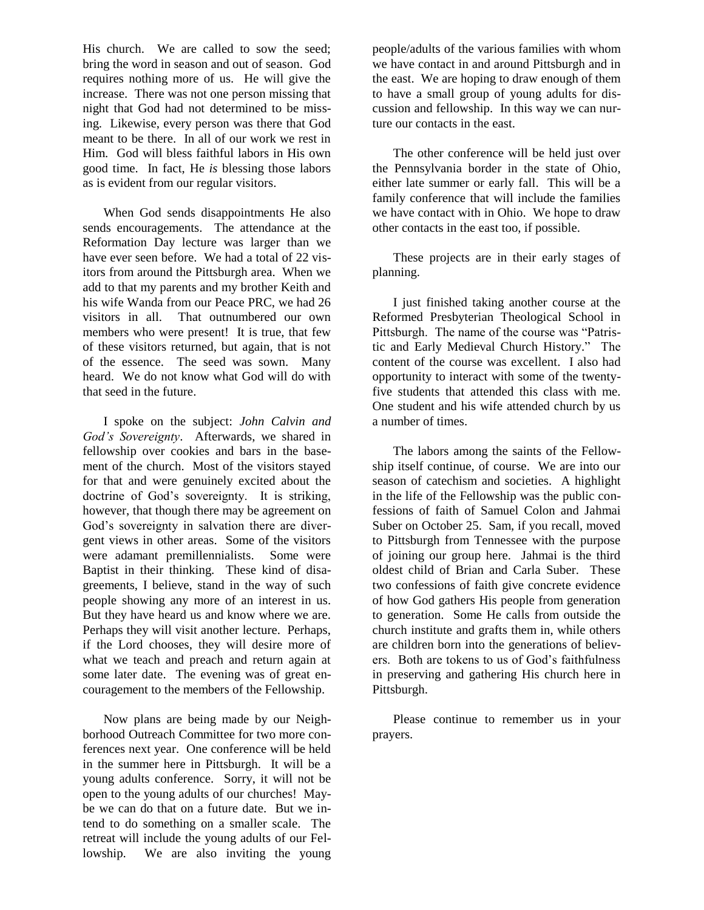His church. We are called to sow the seed; bring the word in season and out of season. God requires nothing more of us. He will give the increase. There was not one person missing that night that God had not determined to be missing. Likewise, every person was there that God meant to be there. In all of our work we rest in Him. God will bless faithful labors in His own good time. In fact, He *is* blessing those labors as is evident from our regular visitors.

When God sends disappointments He also sends encouragements. The attendance at the Reformation Day lecture was larger than we have ever seen before. We had a total of 22 visitors from around the Pittsburgh area. When we add to that my parents and my brother Keith and his wife Wanda from our Peace PRC, we had 26 visitors in all. That outnumbered our own members who were present! It is true, that few of these visitors returned, but again, that is not of the essence. The seed was sown. Many heard. We do not know what God will do with that seed in the future.

I spoke on the subject: *John Calvin and God's Sovereignty*. Afterwards, we shared in fellowship over cookies and bars in the basement of the church. Most of the visitors stayed for that and were genuinely excited about the doctrine of God's sovereignty. It is striking, however, that though there may be agreement on God's sovereignty in salvation there are divergent views in other areas. Some of the visitors were adamant premillennialists. Some were Baptist in their thinking. These kind of disagreements, I believe, stand in the way of such people showing any more of an interest in us. But they have heard us and know where we are. Perhaps they will visit another lecture. Perhaps, if the Lord chooses, they will desire more of what we teach and preach and return again at some later date. The evening was of great encouragement to the members of the Fellowship.

Now plans are being made by our Neighborhood Outreach Committee for two more conferences next year. One conference will be held in the summer here in Pittsburgh. It will be a young adults conference. Sorry, it will not be open to the young adults of our churches! Maybe we can do that on a future date. But we intend to do something on a smaller scale. The retreat will include the young adults of our Fellowship. We are also inviting the young people/adults of the various families with whom we have contact in and around Pittsburgh and in the east. We are hoping to draw enough of them to have a small group of young adults for discussion and fellowship. In this way we can nurture our contacts in the east.

The other conference will be held just over the Pennsylvania border in the state of Ohio, either late summer or early fall. This will be a family conference that will include the families we have contact with in Ohio. We hope to draw other contacts in the east too, if possible.

These projects are in their early stages of planning.

I just finished taking another course at the Reformed Presbyterian Theological School in Pittsburgh. The name of the course was "Patristic and Early Medieval Church History." The content of the course was excellent. I also had opportunity to interact with some of the twenty-five students that attended this class with me. One student and his wife attended church by us a number of times.

The labors among the saints of the Fellowship itself continue, of course. We are into our season of catechism and societies. A highlight in the life of the Fellowship was the public confessions of faith of Samuel Colon and Jahmai Suber on October 25. Sam, if you recall, moved to Pittsburgh from Tennessee with the purpose of joining our group here. Jahmai is the third oldest child of Brian and Carla Suber. These two confessions of faith give concrete evidence of how God gathers His people from generation to generation. Some He calls from outside the church institute and grafts them in, while others are children born into the generations of believers. Both are tokens to us of God's faithfulness in preserving and gathering His church here in Pittsburgh.

Please continue to remember us in your prayers.